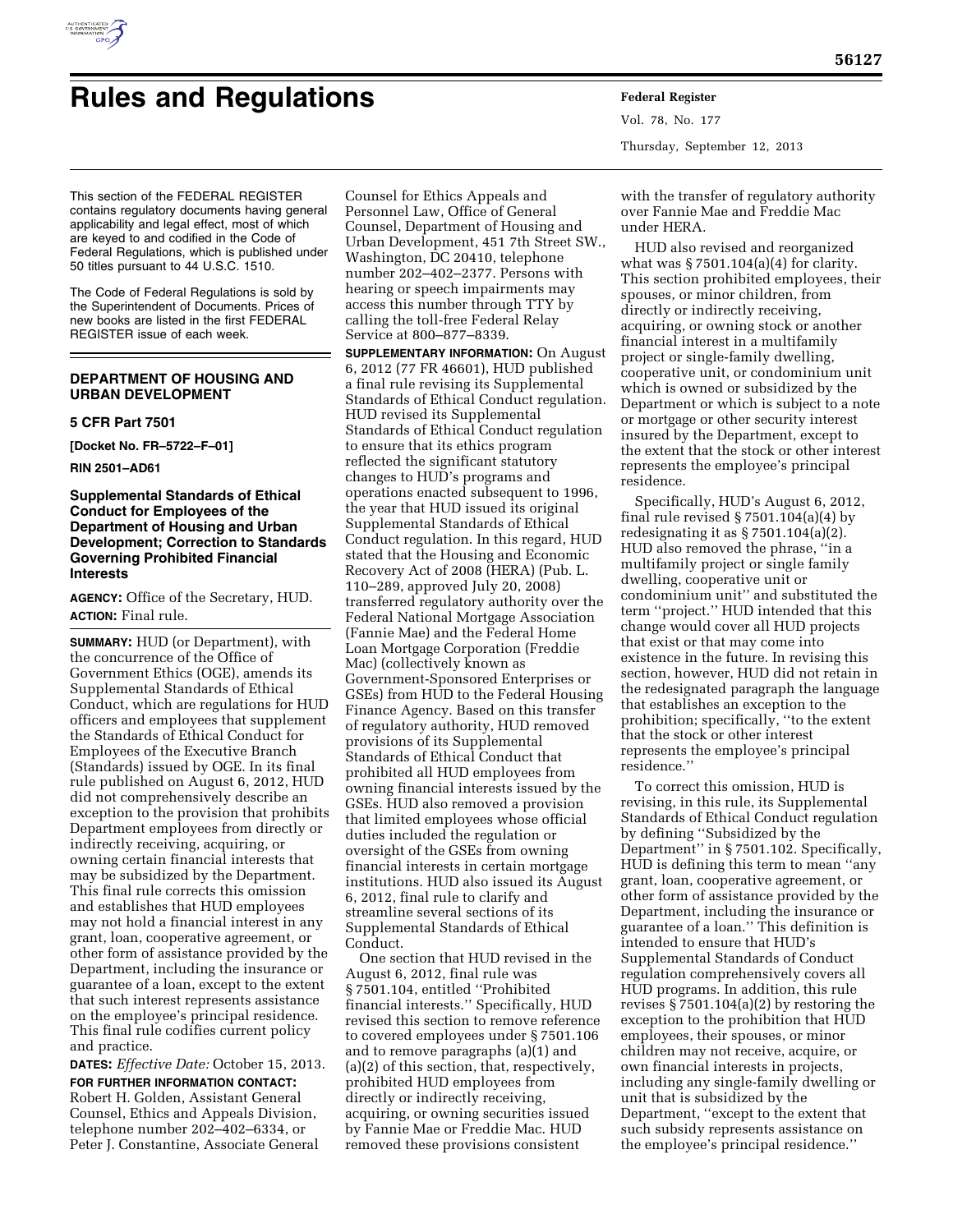# Rules and Regulations

This section of the FEDERAL REGISTER contains regulatory documents having general applicability and legal effect, most of which are keyed to and codified in the Code of Federal Regulations, which is published under 50 titles pursuant to 44 U.S.C. 1510.

The Code of Federal Regulations is sold by the Superintendent of Documents. Prices of new books are listed in the first FEDERAL REGISTER issue of each week.

## DEPARTMENT OF HOUSING AND URBAN DEVELOPMENT

### 5 CFR Part 7501

**[Docket No. FR–5722–F–01]**

**RIN 2501–AD61**

### Supplemental Standards of Ethical Conduct for Employees of the Department of Housing and Urban Development; Correction to Standards Governing Prohibited Financial Interests

**AGENCY:** Office of the Secretary, HUD.

**ACTION:** Final rule.

**SUMMARY:** HUD (or Department), with the concurrence of the Office of Government Ethics (OGE), amends its Supplemental Standards of Ethical Conduct, which are regulations for HUD officers and employees that supplement the Standards of Ethical Conduct for Employees of the Executive Branch (Standards) issued by OGE. In its final rule published on August 6, 2012, HUD did not comprehensively describe an exception to the provision that prohibits Department employees from directly or indirectly receiving, acquiring, or owning certain financial interests that may be subsidized by the Department. This final rule corrects this omission and establishes that HUD employees may not hold a financial interest in any grant, loan, cooperative agreement, or other form of assistance provided by the Department, including the insurance or guarantee of a loan, except to the extent that such interest represents assistance on the employee's principal residence. This final rule codifies current policy and practice.

**DATES:** *Effective Date:* October 15, 2013.

**FOR FURTHER INFORMATION CONTACT:** Robert H. Golden, Assistant General Counsel, Ethics and Appeals Division, telephone number 202–402–6334, or Peter J. Constantine, Associate General Counsel for Ethics Appeals and Personnel Law, Office of General Counsel, Department of Housing and Urban Development, 451 7th Street SW., Washington, DC 20410, telephone number 202–402–2377. Persons with hearing or speech impairments may access this number through TTY by calling the toll-free Federal Relay Service at 800–877–8339.

**SUPPLEMENTARY INFORMATION:** On August 6, 2012 (77 FR 46601), HUD published a final rule revising its Supplemental Standards of Ethical Conduct regulation. HUD revised its Supplemental Standards of Ethical Conduct regulation to ensure that its ethics program reflected the significant statutory changes to HUD's programs and operations enacted subsequent to 1996, the year that HUD issued its original Supplemental Standards of Ethical Conduct regulation. In this regard, HUD stated that the Housing and Economic Recovery Act of 2008 (HERA) (Pub. L. 110–289, approved July 20, 2008) transferred regulatory authority over the Federal National Mortgage Association (Fannie Mae) and the Federal Home Loan Mortgage Corporation (Freddie Mac) (collectively known as Government-Sponsored Enterprises or GSEs) from HUD to the Federal Housing Finance Agency. Based on this transfer of regulatory authority, HUD removed provisions of its Supplemental Standards of Ethical Conduct that prohibited all HUD employees from owning financial interests issued by the GSEs. HUD also removed a provision that limited employees whose official duties included the regulation or oversight of the GSEs from owning financial interests in certain mortgage institutions. HUD also issued its August 6, 2012, final rule to clarify and streamline several sections of its Supplemental Standards of Ethical Conduct.

One section that HUD revised in the August 6, 2012, final rule was § 7501.104, entitled "Prohibited financial interests." Specifically, HUD revised this section to remove reference to covered employees under § 7501.106 and to remove paragraphs (a)(1) and (a)(2) of this section, that, respectively, prohibited HUD employees from directly or indirectly receiving, acquiring, or owning securities issued by Fannie Mae or Freddie Mac. HUD removed these provisions consistent with the transfer of regulatory authority over Fannie Mae and Freddie Mac under HERA.

HUD also revised and reorganized what was § 7501.104(a)(4) for clarity. This section prohibited employees, their spouses, or minor children, from directly or indirectly receiving, acquiring, or owning stock or another financial interest in a multifamily project or single-family dwelling, cooperative unit, or condominium unit which is owned or subsidized by the Department or which is subject to a note or mortgage or other security interest insured by the Department, except to the extent that the stock or other interest represents the employee's principal residence.

Specifically, HUD's August 6, 2012, final rule revised § 7501.104(a)(4) by redesignating it as § 7501.104(a)(2). HUD also removed the phrase, "in a multifamily project or single family dwelling, cooperative unit or condominium unit" and substituted the term "project." HUD intended that this change would cover all HUD projects that exist or that may come into existence in the future. In revising this section, however, HUD did not retain in the redesignated paragraph the language that establishes an exception to the prohibition; specifically, "to the extent that the stock or other interest represents the employee's principal residence."

To correct this omission, HUD is revising, in this rule, its Supplemental Standards of Ethical Conduct regulation by defining "Subsidized by the Department" in § 7501.102. Specifically, HUD is defining this term to mean "any grant, loan, cooperative agreement, or other form of assistance provided by the Department, including the insurance or guarantee of a loan." This definition is intended to ensure that HUD's Supplemental Standards of Conduct regulation comprehensively covers all HUD programs. In addition, this rule revises § 7501.104(a)(2) by restoring the exception to the prohibition that HUD employees, their spouses, or minor children may not receive, acquire, or own financial interests in projects, including any single-family dwelling or unit that is subsidized by the Department, "except to the extent that such subsidy represents assistance on the employee's principal residence."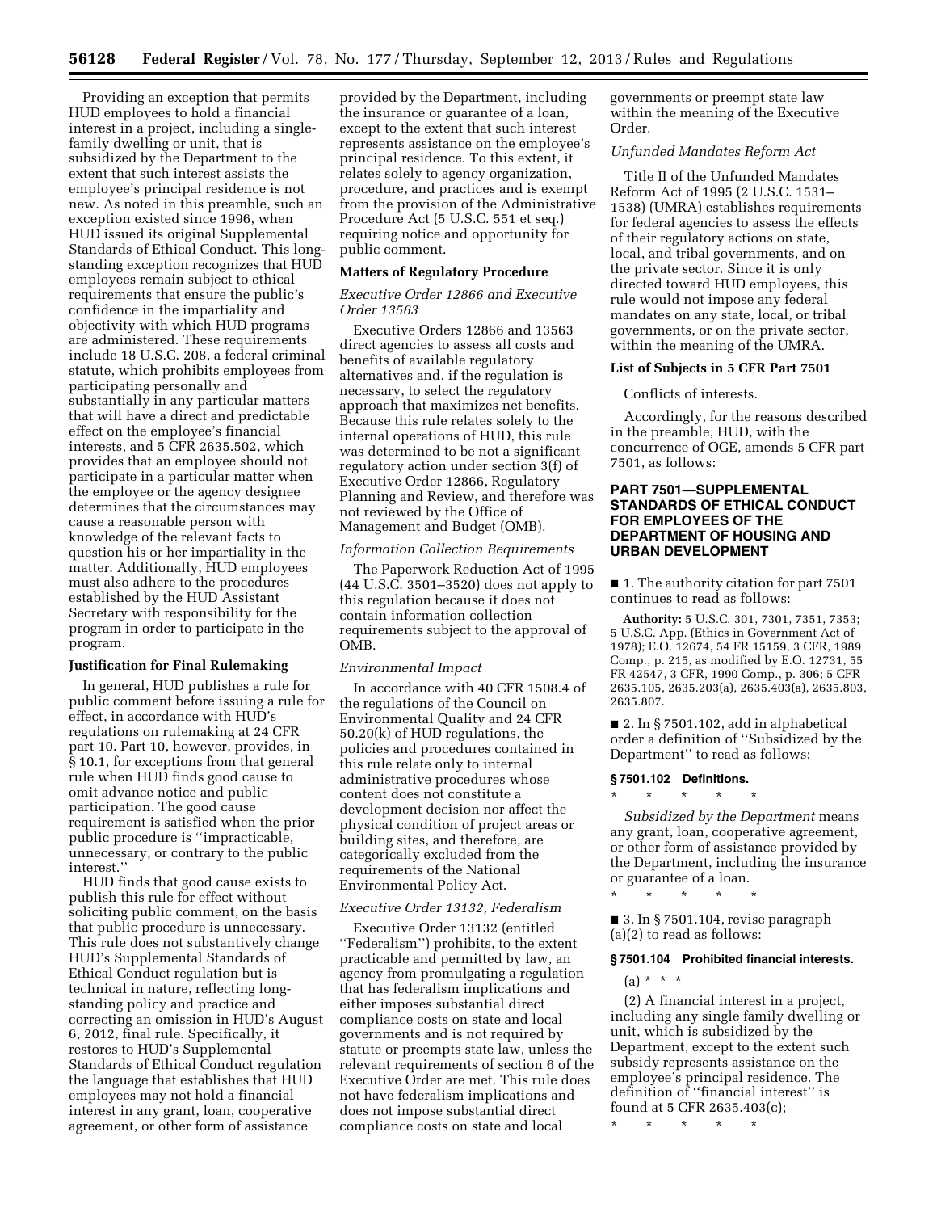Providing an exception that permits HUD employees to hold a financial interest in a project, including a single-family dwelling or unit, that is subsidized by the Department to the extent that such interest assists the employee's principal residence is not new. As noted in this preamble, such an exception existed since 1996, when HUD issued its original Supplemental Standards of Ethical Conduct. This long-standing exception recognizes that HUD employees remain subject to ethical requirements that ensure the public's confidence in the impartiality and objectivity with which HUD programs are administered. These requirements include 18 U.S.C. 208, a federal criminal statute, which prohibits employees from participating personally and substantially in any particular matters that will have a direct and predictable effect on the employee's financial interests, and 5 CFR 2635.502, which provides that an employee should not participate in a particular matter when the employee or the agency designee determines that the circumstances may cause a reasonable person with knowledge of the relevant facts to question his or her impartiality in the matter. Additionally, HUD employees must also adhere to the procedures established by the HUD Assistant Secretary with responsibility for the program in order to participate in the program.

## Justification for Final Rulemaking

In general, HUD publishes a rule for public comment before issuing a rule for effect, in accordance with HUD's regulations on rulemaking at 24 CFR part 10. Part 10, however, provides, in § 10.1, for exceptions from that general rule when HUD finds good cause to omit advance notice and public participation. The good cause requirement is satisfied when the prior public procedure is ''impracticable, unnecessary, or contrary to the public interest.''

HUD finds that good cause exists to publish this rule for effect without soliciting public comment, on the basis that public procedure is unnecessary. This rule does not substantively change HUD's Supplemental Standards of Ethical Conduct regulation but is technical in nature, reflecting long-standing policy and practice and correcting an omission in HUD's August 6, 2012, final rule. Specifically, it restores to HUD's Supplemental Standards of Ethical Conduct regulation the language that establishes that HUD employees may not hold a financial interest in any grant, loan, cooperative agreement, or other form of assistance provided by the Department, including the insurance or guarantee of a loan, except to the extent that such interest represents assistance on the employee's principal residence. To this extent, it relates solely to agency organization, procedure, and practices and is exempt from the provision of the Administrative Procedure Act (5 U.S.C. 551 et seq.) requiring notice and opportunity for public comment.

## Matters of Regulatory Procedure

### *Executive Order 12866 and Executive Order 13563*

Executive Orders 12866 and 13563 direct agencies to assess all costs and benefits of available regulatory alternatives and, if the regulation is necessary, to select the regulatory approach that maximizes net benefits. Because this rule relates solely to the internal operations of HUD, this rule was determined to be not a significant regulatory action under section 3(f) of Executive Order 12866, Regulatory Planning and Review, and therefore was not reviewed by the Office of Management and Budget (OMB).

### *Information Collection Requirements*

The Paperwork Reduction Act of 1995 (44 U.S.C. 3501–3520) does not apply to this regulation because it does not contain information collection requirements subject to the approval of OMB.

### *Environmental Impact*

In accordance with 40 CFR 1508.4 of the regulations of the Council on Environmental Quality and 24 CFR 50.20(k) of HUD regulations, the policies and procedures contained in this rule relate only to internal administrative procedures whose content does not constitute a development decision nor affect the physical condition of project areas or building sites, and therefore, are categorically excluded from the requirements of the National Environmental Policy Act.

### *Executive Order 13132, Federalism*

Executive Order 13132 (entitled ''Federalism'') prohibits, to the extent practicable and permitted by law, an agency from promulgating a regulation that has federalism implications and either imposes substantial direct compliance costs on state and local governments and is not required by statute or preempts state law, unless the relevant requirements of section 6 of the Executive Order are met. This rule does not have federalism implications and does not impose substantial direct compliance costs on state and local governments or preempt state law within the meaning of the Executive Order.

### *Unfunded Mandates Reform Act*

Title II of the Unfunded Mandates Reform Act of 1995 (2 U.S.C. 1531–1538) (UMRA) establishes requirements for federal agencies to assess the effects of their regulatory actions on state, local, and tribal governments, and on the private sector. Since it is only directed toward HUD employees, this rule would not impose any federal mandates on any state, local, or tribal governments, or on the private sector, within the meaning of the UMRA.

## List of Subjects in 5 CFR Part 7501

Conflicts of interests.

Accordingly, for the reasons described in the preamble, HUD, with the concurrence of OGE, amends 5 CFR part 7501, as follows:

## PART 7501—SUPPLEMENTAL STANDARDS OF ETHICAL CONDUCT FOR EMPLOYEES OF THE DEPARTMENT OF HOUSING AND URBAN DEVELOPMENT

■ 1. The authority citation for part 7501 continues to read as follows:

**Authority:** 5 U.S.C. 301, 7301, 7351, 7353; 5 U.S.C. App. (Ethics in Government Act of 1978); E.O. 12674, 54 FR 15159, 3 CFR, 1989 Comp., p. 215, as modified by E.O. 12731, 55 FR 42547, 3 CFR, 1990 Comp., p. 306; 5 CFR 2635.105, 2635.203(a), 2635.403(a), 2635.803, 2635.807.

■ 2. In § 7501.102, add in alphabetical order a definition of ''Subsidized by the Department'' to read as follows:

### § 7501.102 Definitions.

\* \* \* \* \*

*Subsidized by the Department* means any grant, loan, cooperative agreement, or other form of assistance provided by the Department, including the insurance or guarantee of a loan.

\* \* \* \* \*

■ 3. In § 7501.104, revise paragraph (a)(2) to read as follows:

### § 7501.104 Prohibited financial interests.

(a) \* \* \*

(2) A financial interest in a project, including any single family dwelling or unit, which is subsidized by the Department, except to the extent such subsidy represents assistance on the employee's principal residence. The definition of ''financial interest'' is found at 5 CFR 2635.403(c);

\* \* \* \* \*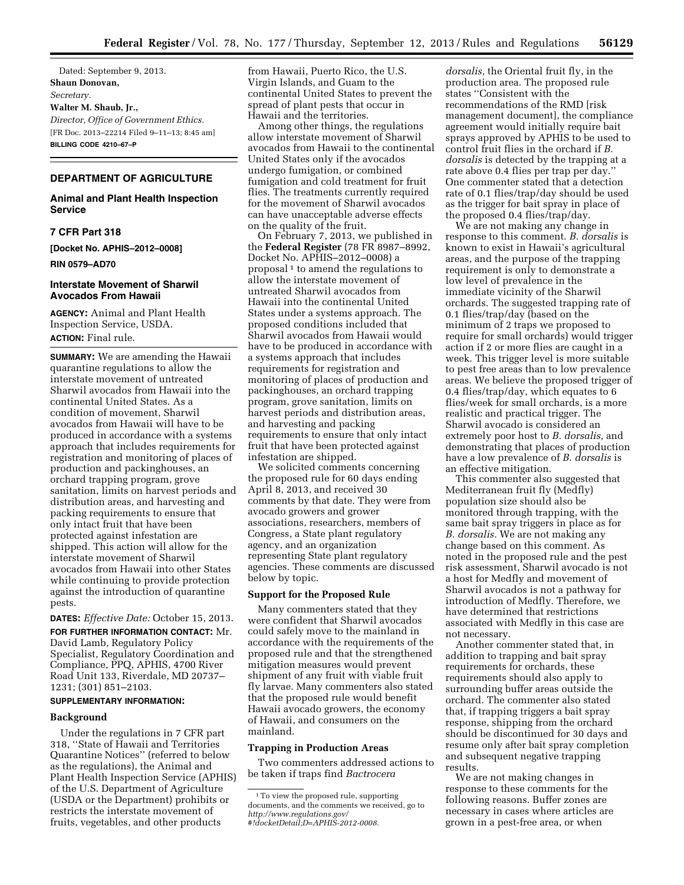Dated: September 9, 2013.

**Shaun Donovan,**

*Secretary.*

**Walter M. Shaub, Jr.,**

*Director, Office of Government Ethics.*

[FR Doc. 2013–22214 Filed 9–11–13; 8:45 am]

**BILLING CODE 4210–67–P**

---

## DEPARTMENT OF AGRICULTURE

### Animal and Plant Health Inspection Service

### 7 CFR Part 318

**[Docket No. APHIS–2012–0008]**

**RIN 0579–AD70**

### Interstate Movement of Sharwil Avocados From Hawaii

**AGENCY:** Animal and Plant Health Inspection Service, USDA.

**ACTION:** Final rule.

**SUMMARY:** We are amending the Hawaii quarantine regulations to allow the interstate movement of untreated Sharwil avocados from Hawaii into the continental United States. As a condition of movement, Sharwil avocados from Hawaii will have to be produced in accordance with a systems approach that includes requirements for registration and monitoring of places of production and packinghouses, an orchard trapping program, grove sanitation, limits on harvest periods and distribution areas, and harvesting and packing requirements to ensure that only intact fruit that have been protected against infestation are shipped. This action will allow for the interstate movement of Sharwil avocados from Hawaii into other States while continuing to provide protection against the introduction of quarantine pests.

**DATES:** *Effective Date:* October 15, 2013.

**FOR FURTHER INFORMATION CONTACT:** Mr. David Lamb, Regulatory Policy Specialist, Regulatory Coordination and Compliance, PPQ, APHIS, 4700 River Road Unit 133, Riverdale, MD 20737–1231; (301) 851–2103.

**SUPPLEMENTARY INFORMATION:**

#### Background

Under the regulations in 7 CFR part 318, ''State of Hawaii and Territories Quarantine Notices'' (referred to below as the regulations), the Animal and Plant Health Inspection Service (APHIS) of the U.S. Department of Agriculture (USDA or the Department) prohibits or restricts the interstate movement of fruits, vegetables, and other products from Hawaii, Puerto Rico, the U.S. Virgin Islands, and Guam to the continental United States to prevent the spread of plant pests that occur in Hawaii and the territories.

Among other things, the regulations allow interstate movement of Sharwil avocados from Hawaii to the continental United States only if the avocados undergo fumigation, or combined fumigation and cold treatment for fruit flies. The treatments currently required for the movement of Sharwil avocados can have unacceptable adverse effects on the quality of the fruit.

On February 7, 2013, we published in the **Federal Register** (78 FR 8987–8992, Docket No. APHIS–2012–0008) a proposal [1] to amend the regulations to allow the interstate movement of untreated Sharwil avocados from Hawaii into the continental United States under a systems approach. The proposed conditions included that Sharwil avocados from Hawaii would have to be produced in accordance with a systems approach that includes requirements for registration and monitoring of places of production and packinghouses, an orchard trapping program, grove sanitation, limits on harvest periods and distribution areas, and harvesting and packing requirements to ensure that only intact fruit that have been protected against infestation are shipped.

We solicited comments concerning the proposed rule for 60 days ending April 8, 2013, and received 30 comments by that date. They were from avocado growers and grower associations, researchers, members of Congress, a State plant regulatory agency, and an organization representing State plant regulatory agencies. These comments are discussed below by topic.

#### Support for the Proposed Rule

Many commenters stated that they were confident that Sharwil avocados could safely move to the mainland in accordance with the requirements of the proposed rule and that the strengthened mitigation measures would prevent shipment of any fruit with viable fruit fly larvae. Many commenters also stated that the proposed rule would benefit Hawaii avocado growers, the economy of Hawaii, and consumers on the mainland.

#### Trapping in Production Areas

Two commenters addressed actions to be taken if traps find *Bactrocera dorsalis,* the Oriental fruit fly, in the production area. The proposed rule states ''Consistent with the recommendations of the RMD [risk management document], the compliance agreement would initially require bait sprays approved by APHIS to be used to control fruit flies in the orchard if *B. dorsalis* is detected by the trapping at a rate above 0.4 flies per trap per day.'' One commenter stated that a detection rate of 0.1 flies/trap/day should be used as the trigger for bait spray in place of the proposed 0.4 flies/trap/day.

We are not making any change in response to this comment. *B. dorsalis* is known to exist in Hawaii's agricultural areas, and the purpose of the trapping requirement is only to demonstrate a low level of prevalence in the immediate vicinity of the Sharwil orchards. The suggested trapping rate of 0.1 flies/trap/day (based on the minimum of 2 traps we proposed to require for small orchards) would trigger action if 2 or more flies are caught in a week. This trigger level is more suitable to pest free areas than to low prevalence areas. We believe the proposed trigger of 0.4 flies/trap/day, which equates to 6 flies/week for small orchards, is a more realistic and practical trigger. The Sharwil avocado is considered an extremely poor host to *B. dorsalis,* and demonstrating that places of production have a low prevalence of *B. dorsalis* is an effective mitigation.

This commenter also suggested that Mediterranean fruit fly (Medfly) population size should also be monitored through trapping, with the same bait spray triggers in place as for *B. dorsalis.* We are not making any change based on this comment. As noted in the proposed rule and the pest risk assessment, Sharwil avocado is not a host for Medfly and movement of Sharwil avocados is not a pathway for introduction of Medfly. Therefore, we have determined that restrictions associated with Medfly in this case are not necessary.

Another commenter stated that, in addition to trapping and bait spray requirements for orchards, these requirements should also apply to surrounding buffer areas outside the orchard. The commenter also stated that, if trapping triggers a bait spray response, shipping from the orchard should be discontinued for 30 days and resume only after bait spray completion and subsequent negative trapping results.

We are not making changes in response to these comments for the following reasons. Buffer zones are necessary in cases where articles are grown in a pest-free area, or when

---

[1] To view the proposed rule, supporting documents, and the comments we received, go to *http://www.regulations.gov/#!docketDetail;D=APHIS-2012-0008.*